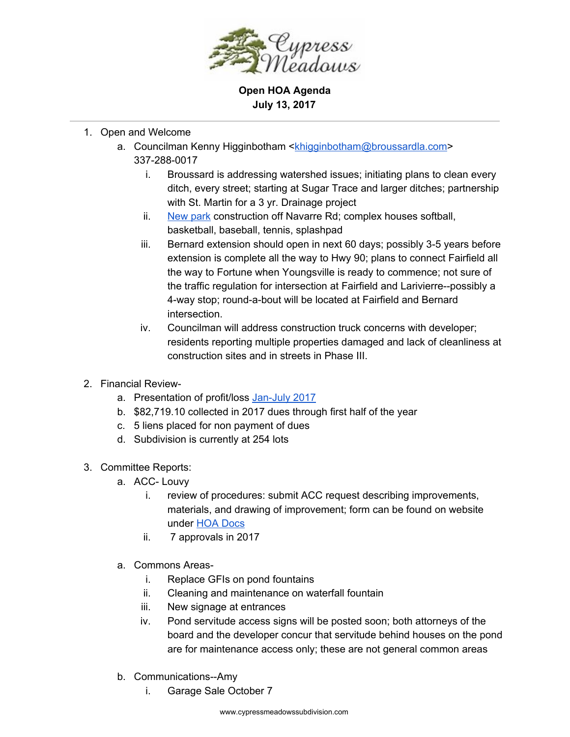**Cypress Meadows**

**Open HOA Agenda**
**July 13, 2017**

---

1. Open and Welcome
    a. Councilman Kenny Higginbotham <khigginbotham@broussardla.com> 337-288-0017
        i. Broussard is addressing watershed issues; initiating plans to clean every ditch, every street; starting at Sugar Trace and larger ditches; partnership with St. Martin for a 3 yr. Drainage project
        ii. New park construction off Navarre Rd; complex houses softball, basketball, baseball, tennis, splashpad
        iii. Bernard extension should open in next 60 days; possibly 3-5 years before extension is complete all the way to Hwy 90; plans to connect Fairfield all the way to Fortune when Youngsville is ready to commence; not sure of the traffic regulation for intersection at Fairfield and Larivierre--possibly a 4-way stop; round-a-bout will be located at Fairfield and Bernard intersection.
        iv. Councilman will address construction truck concerns with developer; residents reporting multiple properties damaged and lack of cleanliness at construction sites and in streets in Phase III.

2. Financial Review-
    a. Presentation of profit/loss Jan-July 2017
    b. $82,719.10 collected in 2017 dues through first half of the year
    c. 5 liens placed for non payment of dues
    d. Subdivision is currently at 254 lots

3. Committee Reports:
    a. ACC- Louvy
        i. review of procedures: submit ACC request describing improvements, materials, and drawing of improvement; form can be found on website under HOA Docs
        ii. 7 approvals in 2017

    a. Commons Areas-
        i. Replace GFIs on pond fountains
        ii. Cleaning and maintenance on waterfall fountain
        iii. New signage at entrances
        iv. Pond servitude access signs will be posted soon; both attorneys of the board and the developer concur that servitude behind houses on the pond are for maintenance access only; these are not general common areas

    b. Communications--Amy
        i. Garage Sale October 7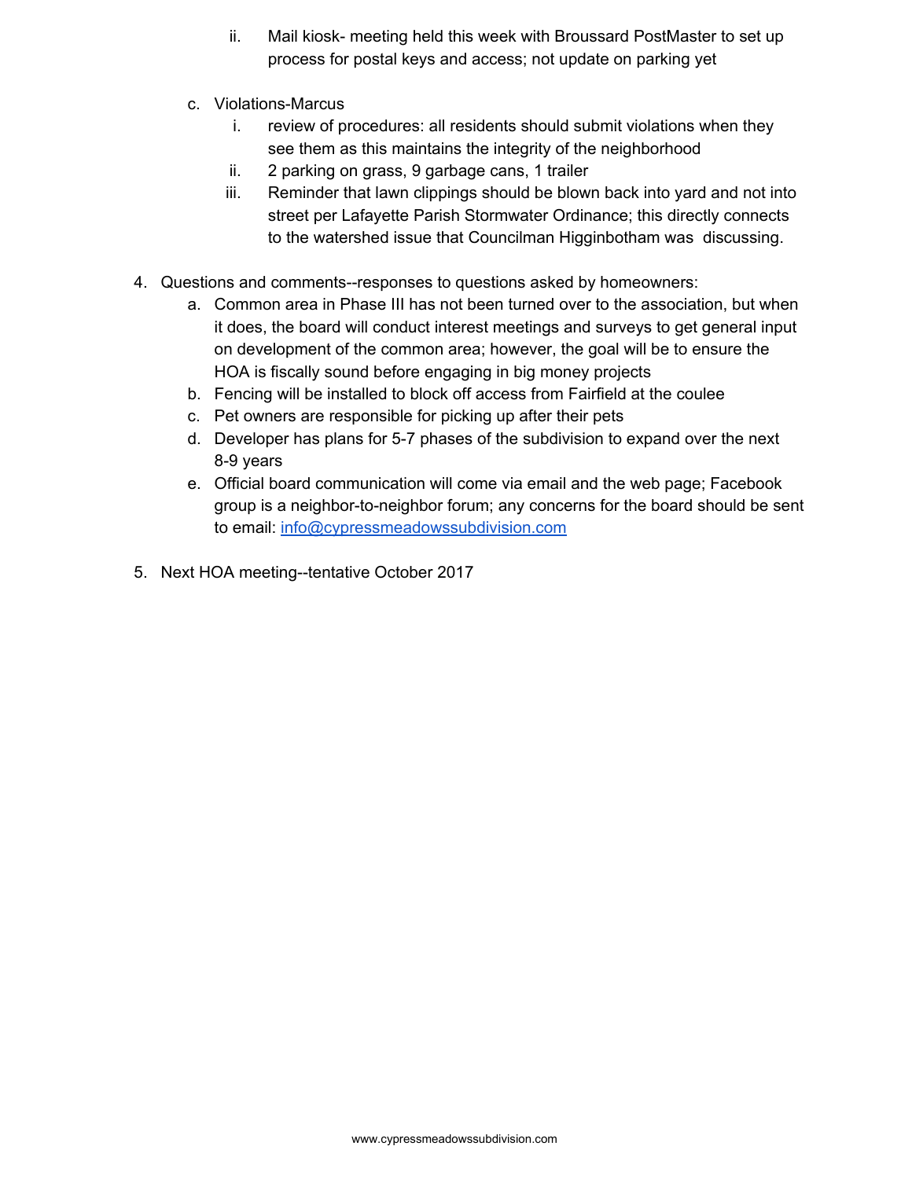ii. Mail kiosk- meeting held this week with Broussard PostMaster to set up process for postal keys and access; not update on parking yet

c. Violations-Marcus
   i. review of procedures: all residents should submit violations when they see them as this maintains the integrity of the neighborhood
   ii. 2 parking on grass, 9 garbage cans, 1 trailer
   iii. Reminder that lawn clippings should be blown back into yard and not into street per Lafayette Parish Stormwater Ordinance; this directly connects to the watershed issue that Councilman Higginbotham was discussing.

4. Questions and comments--responses to questions asked by homeowners:
   a. Common area in Phase III has not been turned over to the association, but when it does, the board will conduct interest meetings and surveys to get general input on development of the common area; however, the goal will be to ensure the HOA is fiscally sound before engaging in big money projects
   b. Fencing will be installed to block off access from Fairfield at the coulee
   c. Pet owners are responsible for picking up after their pets
   d. Developer has plans for 5-7 phases of the subdivision to expand over the next 8-9 years
   e. Official board communication will come via email and the web page; Facebook group is a neighbor-to-neighbor forum; any concerns for the board should be sent to email: info@cypressmeadowssubdivision.com

5. Next HOA meeting--tentative October 2017